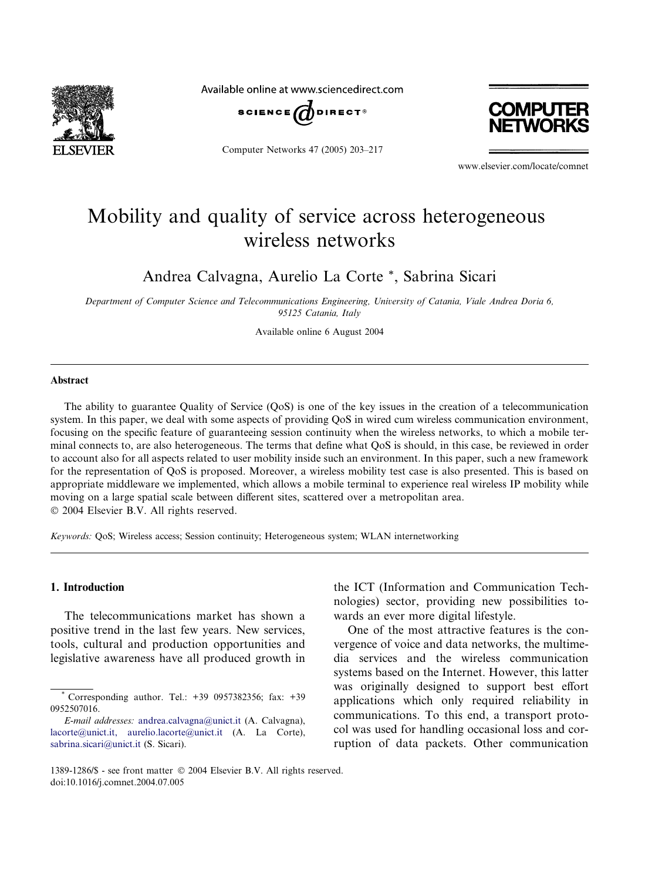# Mobility and quality of service across heterogeneous wireless networks

Andrea Calvagna, Aurelio La Corte *, Sabrina Sicari

*Department of Computer Science and Telecommunications Engineering, University of Catania, Viale Andrea Doria 6, 95125 Catania, Italy*

Available online 6 August 2004

## Abstract

The ability to guarantee Quality of Service (QoS) is one of the key issues in the creation of a telecommunication system. In this paper, we deal with some aspects of providing QoS in wired cum wireless communication environment, focusing on the specific feature of guaranteeing session continuity when the wireless networks, to which a mobile terminal connects to, are also heterogeneous. The terms that define what QoS is should, in this case, be reviewed in order to account also for all aspects related to user mobility inside such an environment. In this paper, such a new framework for the representation of QoS is proposed. Moreover, a wireless mobility test case is also presented. This is based on appropriate middleware we implemented, which allows a mobile terminal to experience real wireless IP mobility while moving on a large spatial scale between different sites, scattered over a metropolitan area.
© 2004 Elsevier B.V. All rights reserved.

*Keywords:* QoS; Wireless access; Session continuity; Heterogeneous system; WLAN internetworking

## 1. Introduction

The telecommunications market has shown a positive trend in the last few years. New services, tools, cultural and production opportunities and legislative awareness have all produced growth in the ICT (Information and Communication Technologies) sector, providing new possibilities towards an ever more digital lifestyle.

One of the most attractive features is the convergence of voice and data networks, the multimedia services and the wireless communication systems based on the Internet. However, this latter was originally designed to support best effort applications which only required reliability in communications. To this end, a transport protocol was used for handling occasional loss and corruption of data packets. Other communication

---

* Corresponding author. Tel.: +39 0957382356; fax: +39 0952507016.

*E-mail addresses:* andrea.calvagna@unict.it (A. Calvagna), lacorte@unict.it, aurelio.lacorte@unict.it (A. La Corte), sabrina.sicari@unict.it (S. Sicari).

1389-1286/$ - see front matter © 2004 Elsevier B.V. All rights reserved.
doi:10.1016/j.comnet.2004.07.005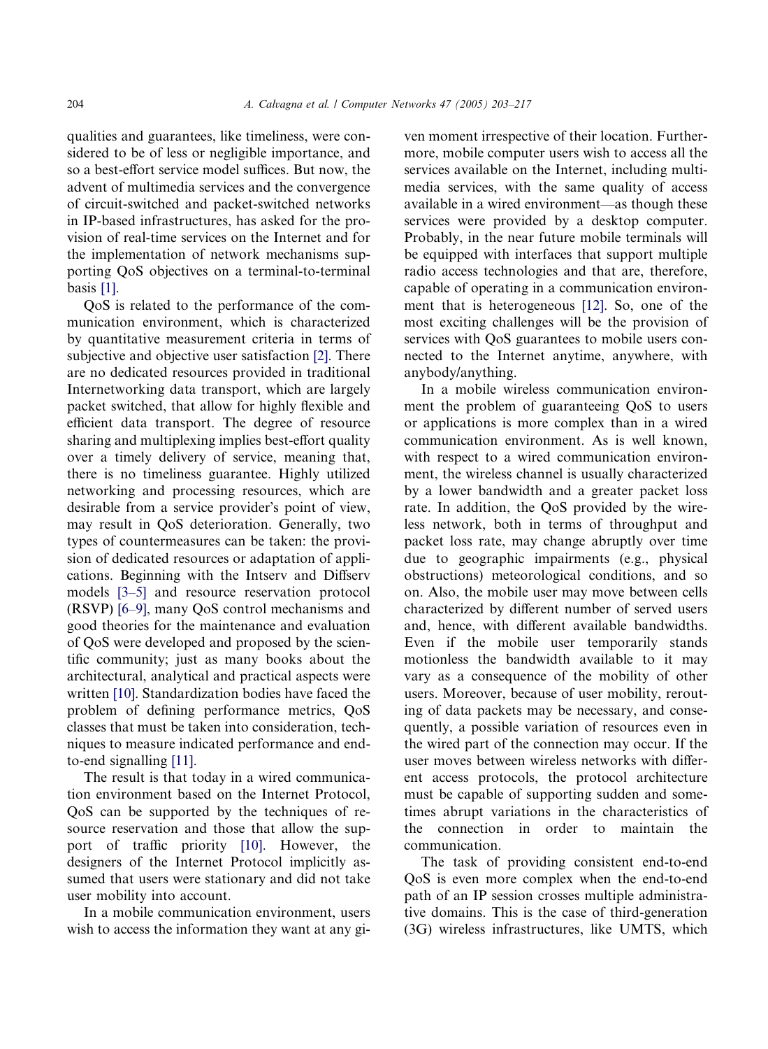qualities and guarantees, like timeliness, were considered to be of less or negligible importance, and so a best-effort service model suffices. But now, the advent of multimedia services and the convergence of circuit-switched and packet-switched networks in IP-based infrastructures, has asked for the provision of real-time services on the Internet and for the implementation of network mechanisms supporting QoS objectives on a terminal-to-terminal basis [1].

QoS is related to the performance of the communication environment, which is characterized by quantitative measurement criteria in terms of subjective and objective user satisfaction [2]. There are no dedicated resources provided in traditional Internetworking data transport, which are largely packet switched, that allow for highly flexible and efficient data transport. The degree of resource sharing and multiplexing implies best-effort quality over a timely delivery of service, meaning that, there is no timeliness guarantee. Highly utilized networking and processing resources, which are desirable from a service provider's point of view, may result in QoS deterioration. Generally, two types of countermeasures can be taken: the provision of dedicated resources or adaptation of applications. Beginning with the Intserv and Diffserv models [3–5] and resource reservation protocol (RSVP) [6–9], many QoS control mechanisms and good theories for the maintenance and evaluation of QoS were developed and proposed by the scientific community; just as many books about the architectural, analytical and practical aspects were written [10]. Standardization bodies have faced the problem of defining performance metrics, QoS classes that must be taken into consideration, techniques to measure indicated performance and end-to-end signalling [11].

The result is that today in a wired communication environment based on the Internet Protocol, QoS can be supported by the techniques of resource reservation and those that allow the support of traffic priority [10]. However, the designers of the Internet Protocol implicitly assumed that users were stationary and did not take user mobility into account.

In a mobile communication environment, users wish to access the information they want at any given moment irrespective of their location. Furthermore, mobile computer users wish to access all the services available on the Internet, including multimedia services, with the same quality of access available in a wired environment—as though these services were provided by a desktop computer. Probably, in the near future mobile terminals will be equipped with interfaces that support multiple radio access technologies and that are, therefore, capable of operating in a communication environment that is heterogeneous [12]. So, one of the most exciting challenges will be the provision of services with QoS guarantees to mobile users connected to the Internet anytime, anywhere, with anybody/anything.

In a mobile wireless communication environment the problem of guaranteeing QoS to users or applications is more complex than in a wired communication environment. As is well known, with respect to a wired communication environment, the wireless channel is usually characterized by a lower bandwidth and a greater packet loss rate. In addition, the QoS provided by the wireless network, both in terms of throughput and packet loss rate, may change abruptly over time due to geographic impairments (e.g., physical obstructions) meteorological conditions, and so on. Also, the mobile user may move between cells characterized by different number of served users and, hence, with different available bandwidths. Even if the mobile user temporarily stands motionless the bandwidth available to it may vary as a consequence of the mobility of other users. Moreover, because of user mobility, rerouting of data packets may be necessary, and consequently, a possible variation of resources even in the wired part of the connection may occur. If the user moves between wireless networks with different access protocols, the protocol architecture must be capable of supporting sudden and sometimes abrupt variations in the characteristics of the connection in order to maintain the communication.

The task of providing consistent end-to-end QoS is even more complex when the end-to-end path of an IP session crosses multiple administrative domains. This is the case of third-generation (3G) wireless infrastructures, like UMTS, which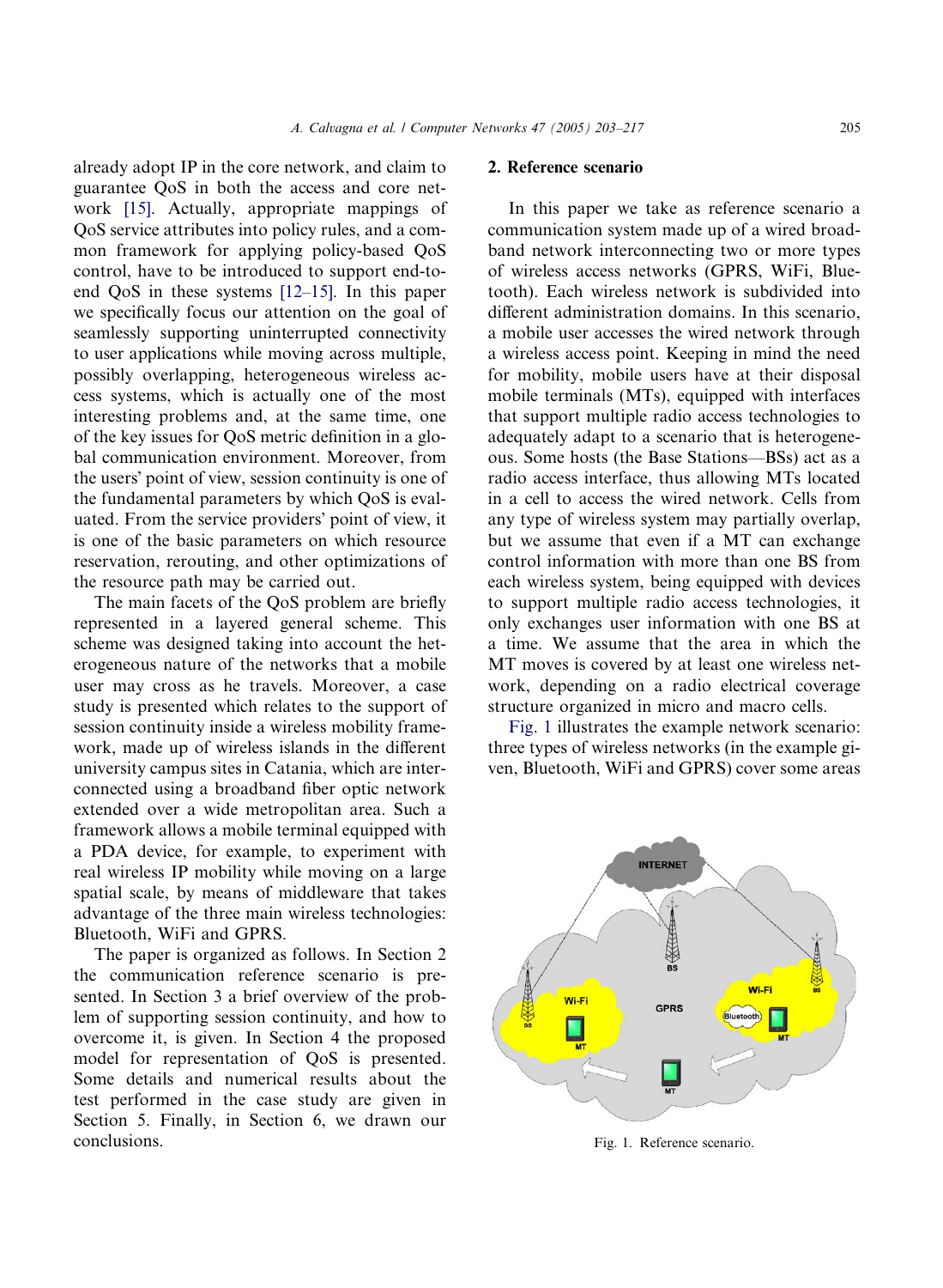already adopt IP in the core network, and claim to guarantee QoS in both the access and core network [15]. Actually, appropriate mappings of QoS service attributes into policy rules, and a common framework for applying policy-based QoS control, have to be introduced to support end-to-end QoS in these systems [12–15]. In this paper we specifically focus our attention on the goal of seamlessly supporting uninterrupted connectivity to user applications while moving across multiple, possibly overlapping, heterogeneous wireless access systems, which is actually one of the most interesting problems and, at the same time, one of the key issues for QoS metric definition in a global communication environment. Moreover, from the users' point of view, session continuity is one of the fundamental parameters by which QoS is evaluated. From the service providers' point of view, it is one of the basic parameters on which resource reservation, rerouting, and other optimizations of the resource path may be carried out.

The main facets of the QoS problem are briefly represented in a layered general scheme. This scheme was designed taking into account the heterogeneous nature of the networks that a mobile user may cross as he travels. Moreover, a case study is presented which relates to the support of session continuity inside a wireless mobility framework, made up of wireless islands in the different university campus sites in Catania, which are interconnected using a broadband fiber optic network extended over a wide metropolitan area. Such a framework allows a mobile terminal equipped with a PDA device, for example, to experiment with real wireless IP mobility while moving on a large spatial scale, by means of middleware that takes advantage of the three main wireless technologies: Bluetooth, WiFi and GPRS.

The paper is organized as follows. In Section 2 the communication reference scenario is presented. In Section 3 a brief overview of the problem of supporting session continuity, and how to overcome it, is given. In Section 4 the proposed model for representation of QoS is presented. Some details and numerical results about the test performed in the case study are given in Section 5. Finally, in Section 6, we drawn our conclusions.

## 2. Reference scenario

In this paper we take as reference scenario a communication system made up of a wired broadband network interconnecting two or more types of wireless access networks (GPRS, WiFi, Bluetooth). Each wireless network is subdivided into different administration domains. In this scenario, a mobile user accesses the wired network through a wireless access point. Keeping in mind the need for mobility, mobile users have at their disposal mobile terminals (MTs), equipped with interfaces that support multiple radio access technologies to adequately adapt to a scenario that is heterogeneous. Some hosts (the Base Stations—BSs) act as a radio access interface, thus allowing MTs located in a cell to access the wired network. Cells from any type of wireless system may partially overlap, but we assume that even if a MT can exchange control information with more than one BS from each wireless system, being equipped with devices to support multiple radio access technologies, it only exchanges user information with one BS at a time. We assume that the area in which the MT moves is covered by at least one wireless network, depending on a radio electrical coverage structure organized in micro and macro cells.

Fig. 1 illustrates the example network scenario: three types of wireless networks (in the example given, Bluetooth, WiFi and GPRS) cover some areas

INTERNET
BS
GPRS
Wi-Fi
BS
MT
Wi-Fi
Bluetooth
MT
BS
MT

Fig. 1. Reference scenario.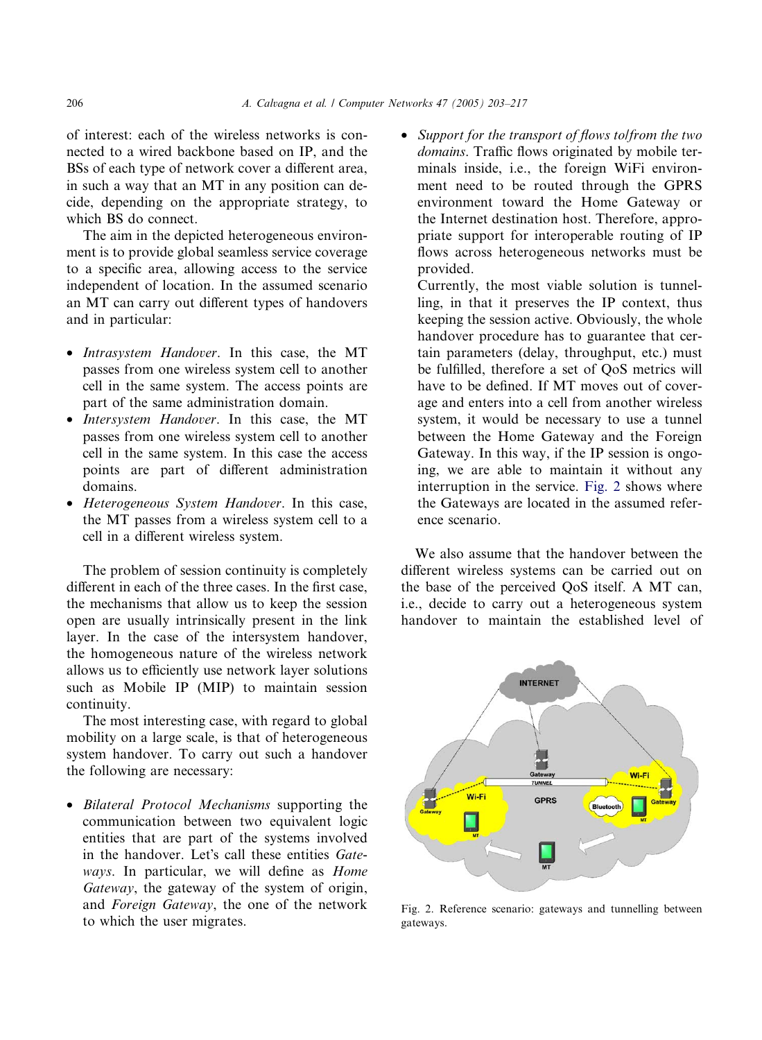of interest: each of the wireless networks is connected to a wired backbone based on IP, and the BSs of each type of network cover a different area, in such a way that an MT in any position can decide, depending on the appropriate strategy, to which BS do connect.

The aim in the depicted heterogeneous environment is to provide global seamless service coverage to a specific area, allowing access to the service independent of location. In the assumed scenario an MT can carry out different types of handovers and in particular:

- *Intrasystem Handover*. In this case, the MT passes from one wireless system cell to another cell in the same system. The access points are part of the same administration domain.
- *Intersystem Handover*. In this case, the MT passes from one wireless system cell to another cell in the same system. In this case the access points are part of different administration domains.
- *Heterogeneous System Handover*. In this case, the MT passes from a wireless system cell to a cell in a different wireless system.

The problem of session continuity is completely different in each of the three cases. In the first case, the mechanisms that allow us to keep the session open are usually intrinsically present in the link layer. In the case of the intersystem handover, the homogeneous nature of the wireless network allows us to efficiently use network layer solutions such as Mobile IP (MIP) to maintain session continuity.

The most interesting case, with regard to global mobility on a large scale, is that of heterogeneous system handover. To carry out such a handover the following are necessary:

- *Bilateral Protocol Mechanisms* supporting the communication between two equivalent logic entities that are part of the systems involved in the handover. Let's call these entities *Gateways*. In particular, we will define as *Home Gateway*, the gateway of the system of origin, and *Foreign Gateway*, the one of the network to which the user migrates.
- *Support for the transport of flows to/from the two domains*. Traffic flows originated by mobile terminals inside, i.e., the foreign WiFi environment need to be routed through the GPRS environment toward the Home Gateway or the Internet destination host. Therefore, appropriate support for interoperable routing of IP flows across heterogeneous networks must be provided.
  Currently, the most viable solution is tunnelling, in that it preserves the IP context, thus keeping the session active. Obviously, the whole handover procedure has to guarantee that certain parameters (delay, throughput, etc.) must be fulfilled, therefore a set of QoS metrics will have to be defined. If MT moves out of coverage and enters into a cell from another wireless system, it would be necessary to use a tunnel between the Home Gateway and the Foreign Gateway. In this way, if the IP session is ongoing, we are able to maintain it without any interruption in the service. Fig. 2 shows where the Gateways are located in the assumed reference scenario.

We also assume that the handover between the different wireless systems can be carried out on the base of the perceived QoS itself. A MT can, i.e., decide to carry out a heterogeneous system handover to maintain the established level of

Fig. 2. Reference scenario: gateways and tunnelling between gateways.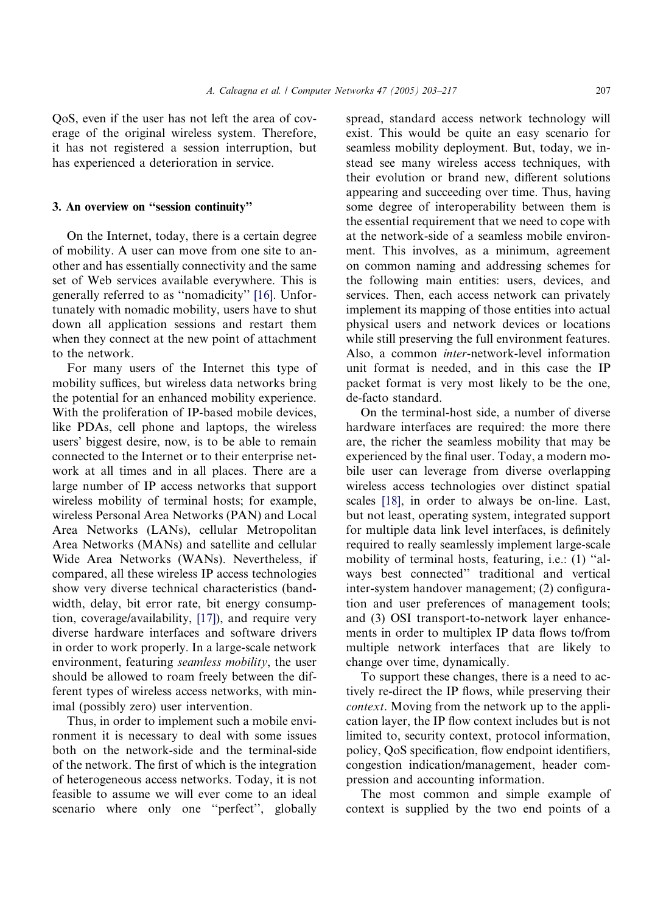QoS, even if the user has not left the area of coverage of the original wireless system. Therefore, it has not registered a session interruption, but has experienced a deterioration in service.

## 3. An overview on "session continuity"

On the Internet, today, there is a certain degree of mobility. A user can move from one site to another and has essentially connectivity and the same set of Web services available everywhere. This is generally referred to as "nomadicity" [16]. Unfortunately with nomadic mobility, users have to shut down all application sessions and restart them when they connect at the new point of attachment to the network.

For many users of the Internet this type of mobility suffices, but wireless data networks bring the potential for an enhanced mobility experience. With the proliferation of IP-based mobile devices, like PDAs, cell phone and laptops, the wireless users' biggest desire, now, is to be able to remain connected to the Internet or to their enterprise network at all times and in all places. There are a large number of IP access networks that support wireless mobility of terminal hosts; for example, wireless Personal Area Networks (PAN) and Local Area Networks (LANs), cellular Metropolitan Area Networks (MANs) and satellite and cellular Wide Area Networks (WANs). Nevertheless, if compared, all these wireless IP access technologies show very diverse technical characteristics (bandwidth, delay, bit error rate, bit energy consumption, coverage/availability, [17]), and require very diverse hardware interfaces and software drivers in order to work properly. In a large-scale network environment, featuring *seamless mobility*, the user should be allowed to roam freely between the different types of wireless access networks, with minimal (possibly zero) user intervention.

Thus, in order to implement such a mobile environment it is necessary to deal with some issues both on the network-side and the terminal-side of the network. The first of which is the integration of heterogeneous access networks. Today, it is not feasible to assume we will ever come to an ideal scenario where only one "perfect", globally spread, standard access network technology will exist. This would be quite an easy scenario for seamless mobility deployment. But, today, we instead see many wireless access techniques, with their evolution or brand new, different solutions appearing and succeeding over time. Thus, having some degree of interoperability between them is the essential requirement that we need to cope with at the network-side of a seamless mobile environment. This involves, as a minimum, agreement on common naming and addressing schemes for the following main entities: users, devices, and services. Then, each access network can privately implement its mapping of those entities into actual physical users and network devices or locations while still preserving the full environment features. Also, a common *inter*-network-level information unit format is needed, and in this case the IP packet format is very most likely to be the one, de-facto standard.

On the terminal-host side, a number of diverse hardware interfaces are required: the more there are, the richer the seamless mobility that may be experienced by the final user. Today, a modern mobile user can leverage from diverse overlapping wireless access technologies over distinct spatial scales [18], in order to always be on-line. Last, but not least, operating system, integrated support for multiple data link level interfaces, is definitely required to really seamlessly implement large-scale mobility of terminal hosts, featuring, i.e.: (1) "always best connected" traditional and vertical inter-system handover management; (2) configuration and user preferences of management tools; and (3) OSI transport-to-network layer enhancements in order to multiplex IP data flows to/from multiple network interfaces that are likely to change over time, dynamically.

To support these changes, there is a need to actively re-direct the IP flows, while preserving their *context*. Moving from the network up to the application layer, the IP flow context includes but is not limited to, security context, protocol information, policy, QoS specification, flow endpoint identifiers, congestion indication/management, header compression and accounting information.

The most common and simple example of context is supplied by the two end points of a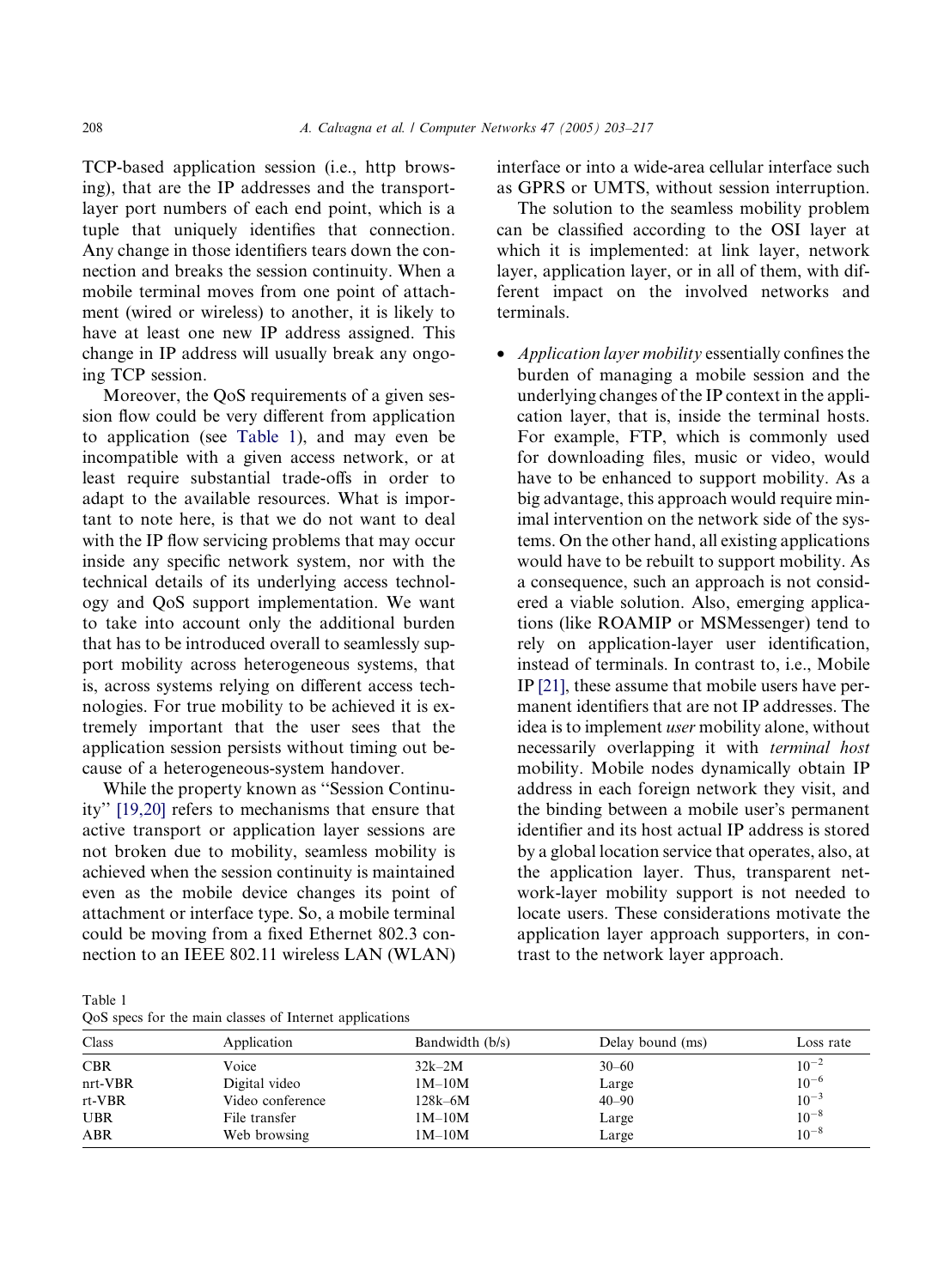TCP-based application session (i.e., http browsing), that are the IP addresses and the transport-layer port numbers of each end point, which is a tuple that uniquely identifies that connection. Any change in those identifiers tears down the connection and breaks the session continuity. When a mobile terminal moves from one point of attachment (wired or wireless) to another, it is likely to have at least one new IP address assigned. This change in IP address will usually break any ongoing TCP session.

Moreover, the QoS requirements of a given session flow could be very different from application to application (see Table 1), and may even be incompatible with a given access network, or at least require substantial trade-offs in order to adapt to the available resources. What is important to note here, is that we do not want to deal with the IP flow servicing problems that may occur inside any specific network system, nor with the technical details of its underlying access technology and QoS support implementation. We want to take into account only the additional burden that has to be introduced overall to seamlessly support mobility across heterogeneous systems, that is, across systems relying on different access technologies. For true mobility to be achieved it is extremely important that the user sees that the application session persists without timing out because of a heterogeneous-system handover.

While the property known as "Session Continuity" [19,20] refers to mechanisms that ensure that active transport or application layer sessions are not broken due to mobility, seamless mobility is achieved when the session continuity is maintained even as the mobile device changes its point of attachment or interface type. So, a mobile terminal could be moving from a fixed Ethernet 802.3 connection to an IEEE 802.11 wireless LAN (WLAN) interface or into a wide-area cellular interface such as GPRS or UMTS, without session interruption.

The solution to the seamless mobility problem can be classified according to the OSI layer at which it is implemented: at link layer, network layer, application layer, or in all of them, with different impact on the involved networks and terminals.

- *Application layer mobility* essentially confines the burden of managing a mobile session and the underlying changes of the IP context in the application layer, that is, inside the terminal hosts. For example, FTP, which is commonly used for downloading files, music or video, would have to be enhanced to support mobility. As a big advantage, this approach would require minimal intervention on the network side of the systems. On the other hand, all existing applications would have to be rebuilt to support mobility. As a consequence, such an approach is not considered a viable solution. Also, emerging applications (like ROAMIP or MSMessenger) tend to rely on application-layer user identification, instead of terminals. In contrast to, i.e., Mobile IP [21], these assume that mobile users have permanent identifiers that are not IP addresses. The idea is to implement *user* mobility alone, without necessarily overlapping it with *terminal host* mobility. Mobile nodes dynamically obtain IP address in each foreign network they visit, and the binding between a mobile user's permanent identifier and its host actual IP address is stored by a global location service that operates, also, at the application layer. Thus, transparent network-layer mobility support is not needed to locate users. These considerations motivate the application layer approach supporters, in contrast to the network layer approach.

Table 1
QoS specs for the main classes of Internet applications

| Class | Application | Bandwidth (b/s) | Delay bound (ms) | Loss rate |
|---|---|---|---|---|
| CBR | Voice | 32k–2M | 30–60 | $10^{-2}$ |
| nrt-VBR | Digital video | 1M–10M | Large | $10^{-6}$ |
| rt-VBR | Video conference | 128k–6M | 40–90 | $10^{-3}$ |
| UBR | File transfer | 1M–10M | Large | $10^{-8}$ |
| ABR | Web browsing | 1M–10M | Large | $10^{-8}$ |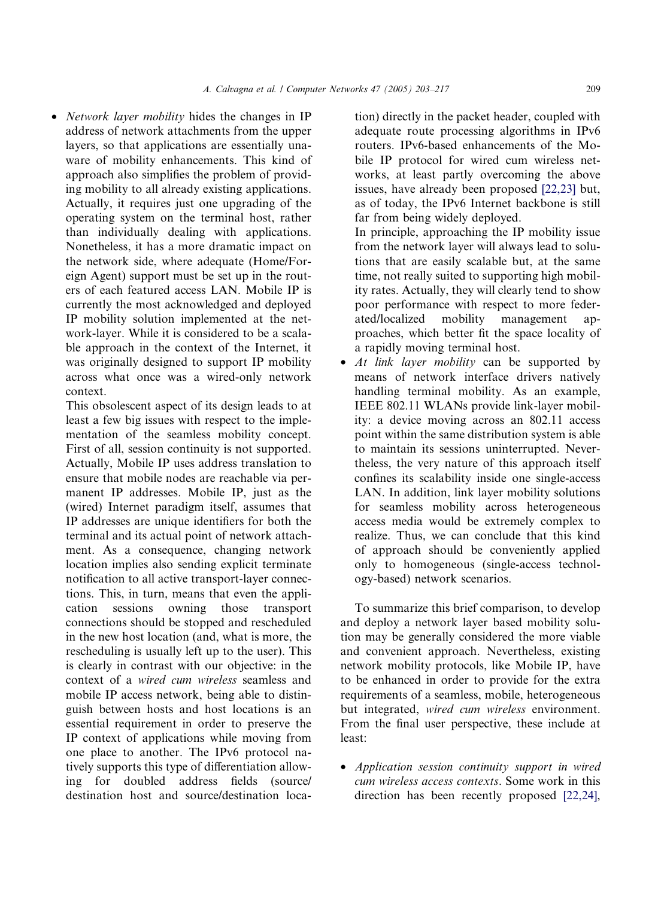- *Network layer mobility* hides the changes in IP address of network attachments from the upper layers, so that applications are essentially unaware of mobility enhancements. This kind of approach also simplifies the problem of providing mobility to all already existing applications. Actually, it requires just one upgrading of the operating system on the terminal host, rather than individually dealing with applications. Nonetheless, it has a more dramatic impact on the network side, where adequate (Home/Foreign Agent) support must be set up in the routers of each featured access LAN. Mobile IP is currently the most acknowledged and deployed IP mobility solution implemented at the network-layer. While it is considered to be a scalable approach in the context of the Internet, it was originally designed to support IP mobility across what once was a wired-only network context.

  This obsolescent aspect of its design leads to at least a few big issues with respect to the implementation of the seamless mobility concept. First of all, session continuity is not supported. Actually, Mobile IP uses address translation to ensure that mobile nodes are reachable via permanent IP addresses. Mobile IP, just as the (wired) Internet paradigm itself, assumes that IP addresses are unique identifiers for both the terminal and its actual point of network attachment. As a consequence, changing network location implies also sending explicit terminate notification to all active transport-layer connections. This, in turn, means that even the application sessions owning those transport connections should be stopped and rescheduled in the new host location (and, what is more, the rescheduling is usually left up to the user). This is clearly in contrast with our objective: in the context of a *wired cum wireless* seamless and mobile IP access network, being able to distinguish between hosts and host locations is an essential requirement in order to preserve the IP context of applications while moving from one place to another. The IPv6 protocol natively supports this type of differentiation allowing for doubled address fields (source/destination host and source/destination location) directly in the packet header, coupled with adequate route processing algorithms in IPv6 routers. IPv6-based enhancements of the Mobile IP protocol for wired cum wireless networks, at least partly overcoming the above issues, have already been proposed [22,23] but, as of today, the IPv6 Internet backbone is still far from being widely deployed.

  In principle, approaching the IP mobility issue from the network layer will always lead to solutions that are easily scalable but, at the same time, not really suited to supporting high mobility rates. Actually, they will clearly tend to show poor performance with respect to more federated/localized mobility management approaches, which better fit the space locality of a rapidly moving terminal host.
- *At link layer mobility* can be supported by means of network interface drivers natively handling terminal mobility. As an example, IEEE 802.11 WLANs provide link-layer mobility: a device moving across an 802.11 access point within the same distribution system is able to maintain its sessions uninterrupted. Nevertheless, the very nature of this approach itself confines its scalability inside one single-access LAN. In addition, link layer mobility solutions for seamless mobility across heterogeneous access media would be extremely complex to realize. Thus, we can conclude that this kind of approach should be conveniently applied only to homogeneous (single-access technology-based) network scenarios.

To summarize this brief comparison, to develop and deploy a network layer based mobility solution may be generally considered the more viable and convenient approach. Nevertheless, existing network mobility protocols, like Mobile IP, have to be enhanced in order to provide for the extra requirements of a seamless, mobile, heterogeneous but integrated, *wired cum wireless* environment. From the final user perspective, these include at least:

- *Application session continuity support in wired cum wireless access contexts*. Some work in this direction has been recently proposed [22,24],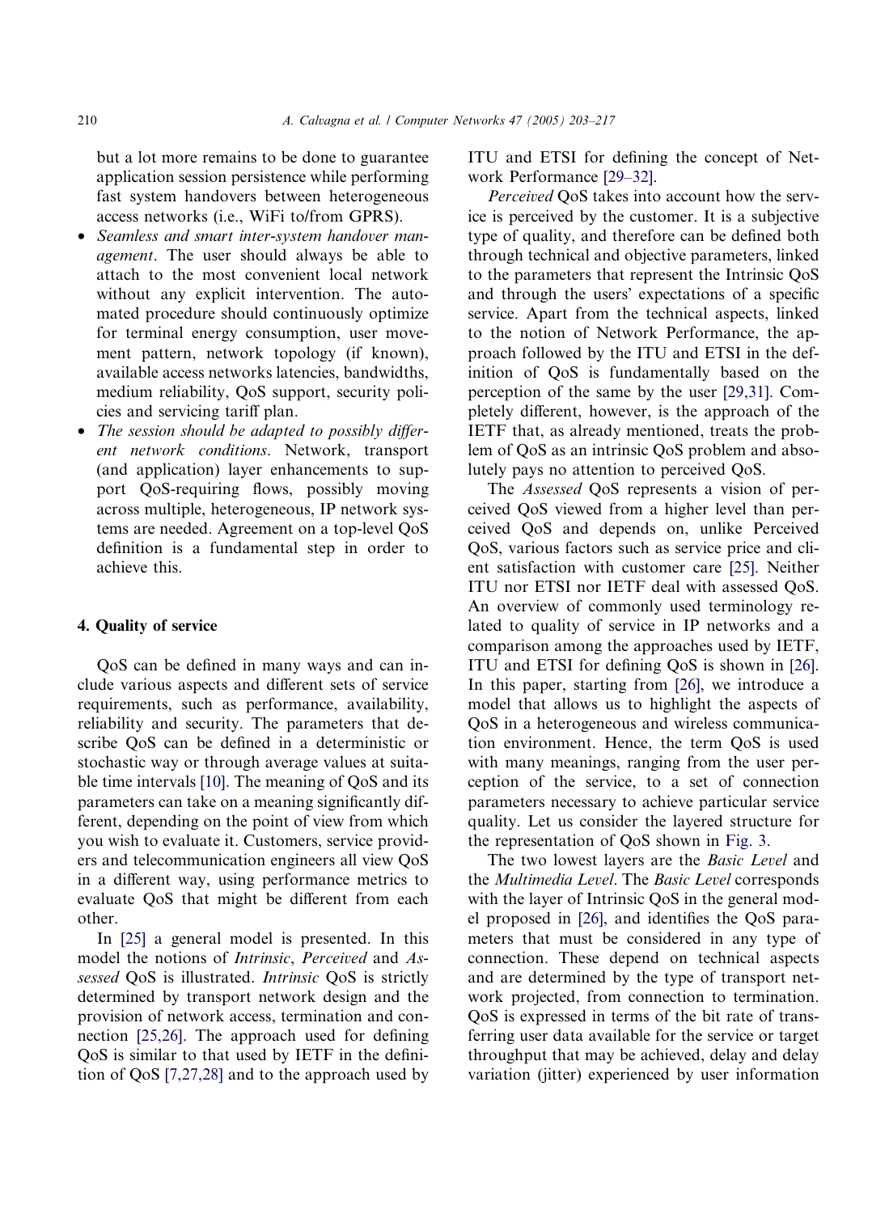but a lot more remains to be done to guarantee application session persistence while performing fast system handovers between heterogeneous access networks (i.e., WiFi to/from GPRS).

- *Seamless and smart inter-system handover management*. The user should always be able to attach to the most convenient local network without any explicit intervention. The automated procedure should continuously optimize for terminal energy consumption, user movement pattern, network topology (if known), available access networks latencies, bandwidths, medium reliability, QoS support, security policies and servicing tariff plan.
- *The session should be adapted to possibly different network conditions*. Network, transport (and application) layer enhancements to support QoS-requiring flows, possibly moving across multiple, heterogeneous, IP network systems are needed. Agreement on a top-level QoS definition is a fundamental step in order to achieve this.

## 4. Quality of service

QoS can be defined in many ways and can include various aspects and different sets of service requirements, such as performance, availability, reliability and security. The parameters that describe QoS can be defined in a deterministic or stochastic way or through average values at suitable time intervals [10]. The meaning of QoS and its parameters can take on a meaning significantly different, depending on the point of view from which you wish to evaluate it. Customers, service providers and telecommunication engineers all view QoS in a different way, using performance metrics to evaluate QoS that might be different from each other.

In [25] a general model is presented. In this model the notions of *Intrinsic*, *Perceived* and *Assessed* QoS is illustrated. *Intrinsic* QoS is strictly determined by transport network design and the provision of network access, termination and connection [25,26]. The approach used for defining QoS is similar to that used by IETF in the definition of QoS [7,27,28] and to the approach used by ITU and ETSI for defining the concept of Network Performance [29–32].

*Perceived* QoS takes into account how the service is perceived by the customer. It is a subjective type of quality, and therefore can be defined both through technical and objective parameters, linked to the parameters that represent the Intrinsic QoS and through the users' expectations of a specific service. Apart from the technical aspects, linked to the notion of Network Performance, the approach followed by the ITU and ETSI in the definition of QoS is fundamentally based on the perception of the same by the user [29,31]. Completely different, however, is the approach of the IETF that, as already mentioned, treats the problem of QoS as an intrinsic QoS problem and absolutely pays no attention to perceived QoS.

The *Assessed* QoS represents a vision of perceived QoS viewed from a higher level than perceived QoS and depends on, unlike Perceived QoS, various factors such as service price and client satisfaction with customer care [25]. Neither ITU nor ETSI nor IETF deal with assessed QoS. An overview of commonly used terminology related to quality of service in IP networks and a comparison among the approaches used by IETF, ITU and ETSI for defining QoS is shown in [26]. In this paper, starting from [26], we introduce a model that allows us to highlight the aspects of QoS in a heterogeneous and wireless communication environment. Hence, the term QoS is used with many meanings, ranging from the user perception of the service, to a set of connection parameters necessary to achieve particular service quality. Let us consider the layered structure for the representation of QoS shown in Fig. 3.

The two lowest layers are the *Basic Level* and the *Multimedia Level*. The *Basic Level* corresponds with the layer of Intrinsic QoS in the general model proposed in [26], and identifies the QoS parameters that must be considered in any type of connection. These depend on technical aspects and are determined by the type of transport network projected, from connection to termination. QoS is expressed in terms of the bit rate of transferring user data available for the service or target throughput that may be achieved, delay and delay variation (jitter) experienced by user information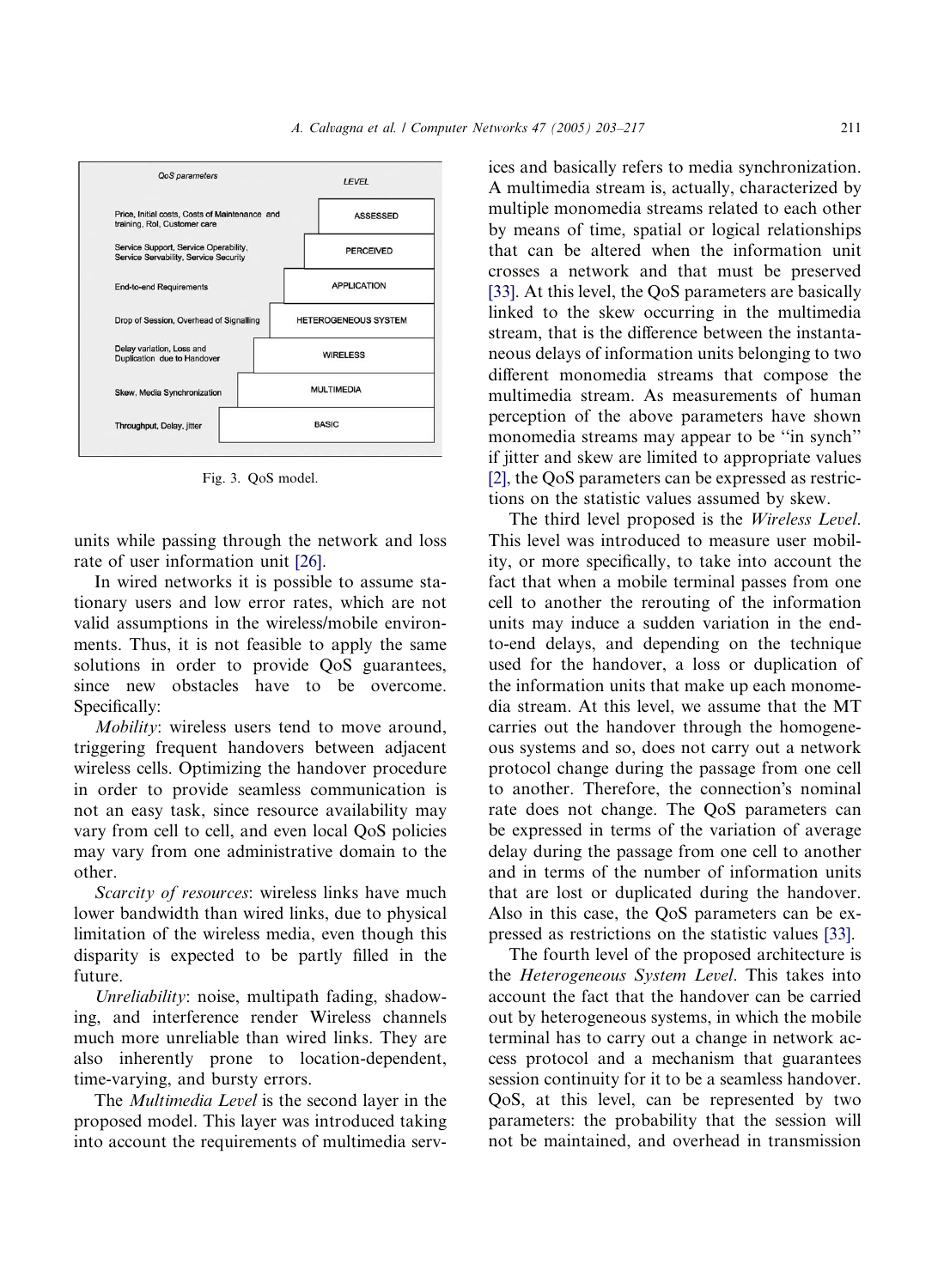QoS parameters

LEVEL

Price, Initial costs, Costs of Maintenance and training, RoI, Customer care

ASSESSED

Service Support, Service Operability, Service Servability, Service Security

PERCEIVED

End-to-end Requirements

APPLICATION

Drop of Session, Overhead of Signalling

HETEROGENEOUS SYSTEM

Delay variation, Loss and Duplication due to Handover

WIRELESS

Skew, Media Synchronization

MULTIMEDIA

Throughput, Delay, jitter

BASIC

Fig. 3. QoS model.

units while passing through the network and loss rate of user information unit [26].

In wired networks it is possible to assume stationary users and low error rates, which are not valid assumptions in the wireless/mobile environments. Thus, it is not feasible to apply the same solutions in order to provide QoS guarantees, since new obstacles have to be overcome. Specifically:

*Mobility*: wireless users tend to move around, triggering frequent handovers between adjacent wireless cells. Optimizing the handover procedure in order to provide seamless communication is not an easy task, since resource availability may vary from cell to cell, and even local QoS policies may vary from one administrative domain to the other.

*Scarcity of resources*: wireless links have much lower bandwidth than wired links, due to physical limitation of the wireless media, even though this disparity is expected to be partly filled in the future.

*Unreliability*: noise, multipath fading, shadowing, and interference render Wireless channels much more unreliable than wired links. They are also inherently prone to location-dependent, time-varying, and bursty errors.

The *Multimedia Level* is the second layer in the proposed model. This layer was introduced taking into account the requirements of multimedia services and basically refers to media synchronization. A multimedia stream is, actually, characterized by multiple monomedia streams related to each other by means of time, spatial or logical relationships that can be altered when the information unit crosses a network and that must be preserved [33]. At this level, the QoS parameters are basically linked to the skew occurring in the multimedia stream, that is the difference between the instantaneous delays of information units belonging to two different monomedia streams that compose the multimedia stream. As measurements of human perception of the above parameters have shown monomedia streams may appear to be "in synch" if jitter and skew are limited to appropriate values [2], the QoS parameters can be expressed as restrictions on the statistic values assumed by skew.

The third level proposed is the *Wireless Level*. This level was introduced to measure user mobility, or more specifically, to take into account the fact that when a mobile terminal passes from one cell to another the rerouting of the information units may induce a sudden variation in the end-to-end delays, and depending on the technique used for the handover, a loss or duplication of the information units that make up each monomedia stream. At this level, we assume that the MT carries out the handover through the homogeneous systems and so, does not carry out a network protocol change during the passage from one cell to another. Therefore, the connection's nominal rate does not change. The QoS parameters can be expressed in terms of the variation of average delay during the passage from one cell to another and in terms of the number of information units that are lost or duplicated during the handover. Also in this case, the QoS parameters can be expressed as restrictions on the statistic values [33].

The fourth level of the proposed architecture is the *Heterogeneous System Level*. This takes into account the fact that the handover can be carried out by heterogeneous systems, in which the mobile terminal has to carry out a change in network access protocol and a mechanism that guarantees session continuity for it to be a seamless handover. QoS, at this level, can be represented by two parameters: the probability that the session will not be maintained, and overhead in transmission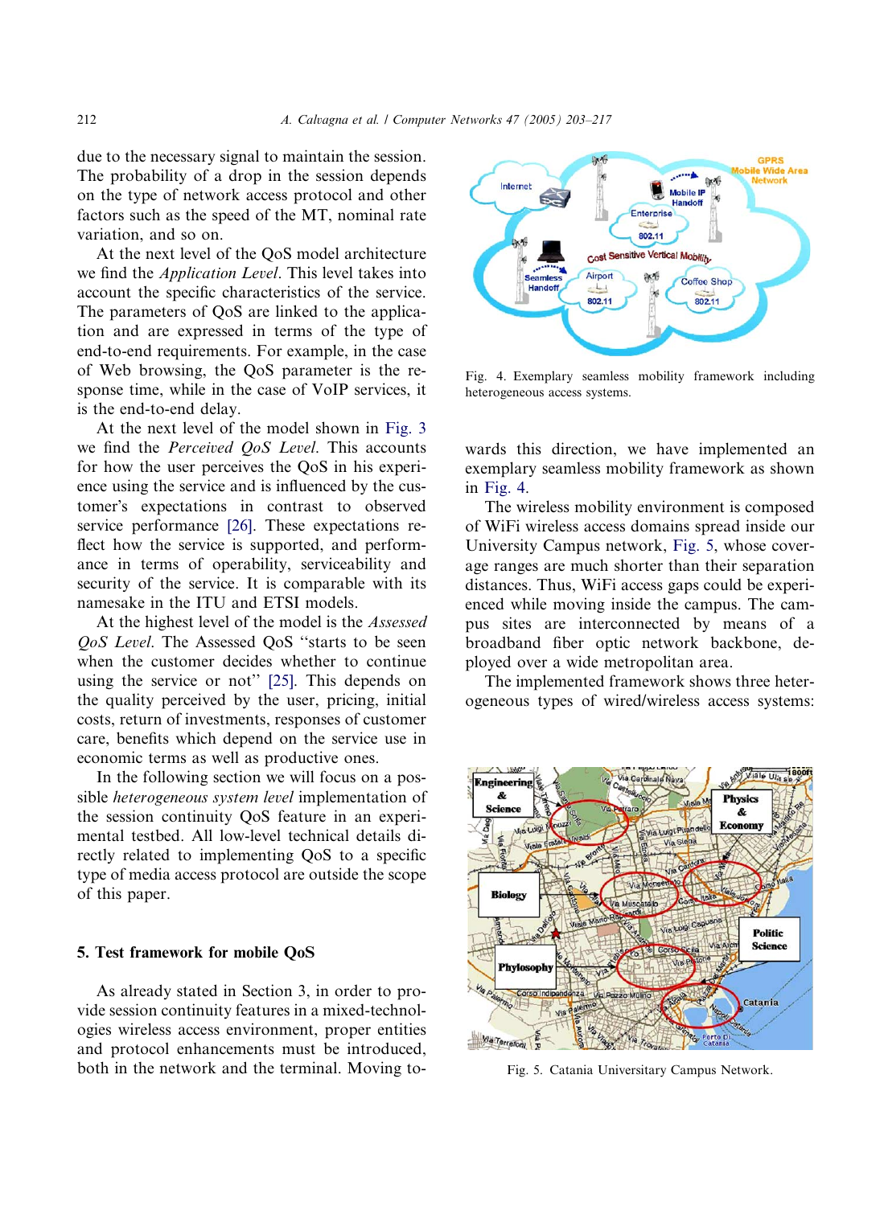due to the necessary signal to maintain the session. The probability of a drop in the session depends on the type of network access protocol and other factors such as the speed of the MT, nominal rate variation, and so on.

At the next level of the QoS model architecture we find the *Application Level*. This level takes into account the specific characteristics of the service. The parameters of QoS are linked to the application and are expressed in terms of the type of end-to-end requirements. For example, in the case of Web browsing, the QoS parameter is the response time, while in the case of VoIP services, it is the end-to-end delay.

At the next level of the model shown in Fig. 3 we find the *Perceived QoS Level*. This accounts for how the user perceives the QoS in his experience using the service and is influenced by the customer's expectations in contrast to observed service performance [26]. These expectations reflect how the service is supported, and performance in terms of operability, serviceability and security of the service. It is comparable with its namesake in the ITU and ETSI models.

At the highest level of the model is the *Assessed QoS Level*. The Assessed QoS "starts to be seen when the customer decides whether to continue using the service or not" [25]. This depends on the quality perceived by the user, pricing, initial costs, return of investments, responses of customer care, benefits which depend on the service use in economic terms as well as productive ones.

In the following section we will focus on a possible *heterogeneous system level* implementation of the session continuity QoS feature in an experimental testbed. All low-level technical details directly related to implementing QoS to a specific type of media access protocol are outside the scope of this paper.

## 5. Test framework for mobile QoS

As already stated in Section 3, in order to provide session continuity features in a mixed-technologies wireless access environment, proper entities and protocol enhancements must be introduced, both in the network and the terminal. Moving towards this direction, we have implemented an exemplary seamless mobility framework as shown in Fig. 4.

Fig. 4. Exemplary seamless mobility framework including heterogeneous access systems.

The wireless mobility environment is composed of WiFi wireless access domains spread inside our University Campus network, Fig. 5, whose coverage ranges are much shorter than their separation distances. Thus, WiFi access gaps could be experienced while moving inside the campus. The campus sites are interconnected by means of a broadband fiber optic network backbone, deployed over a wide metropolitan area.

The implemented framework shows three heterogeneous types of wired/wireless access systems:

Fig. 5. Catania Universitary Campus Network.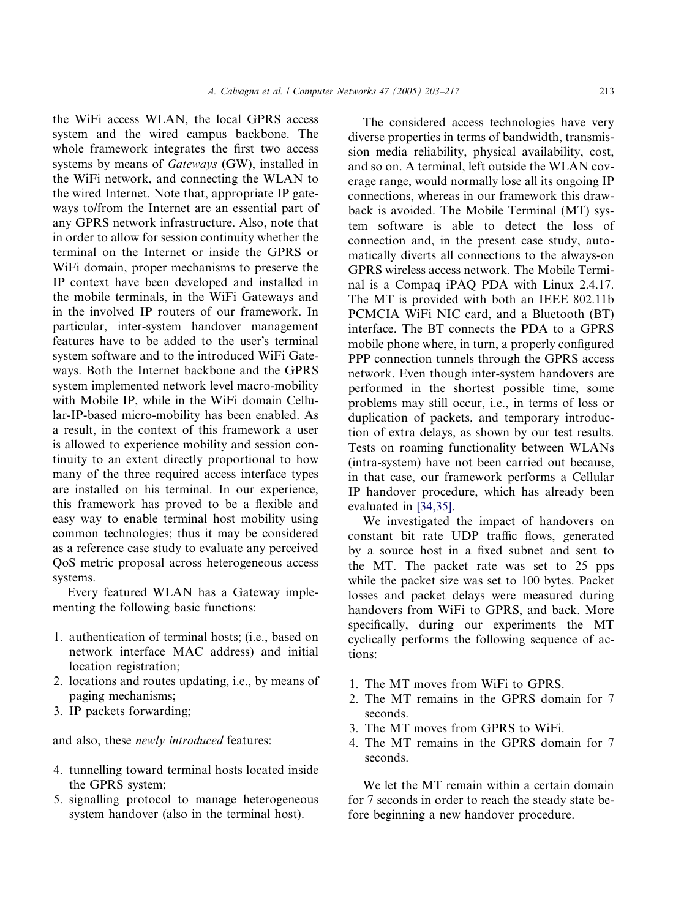the WiFi access WLAN, the local GPRS access system and the wired campus backbone. The whole framework integrates the first two access systems by means of *Gateways* (GW), installed in the WiFi network, and connecting the WLAN to the wired Internet. Note that, appropriate IP gateways to/from the Internet are an essential part of any GPRS network infrastructure. Also, note that in order to allow for session continuity whether the terminal on the Internet or inside the GPRS or WiFi domain, proper mechanisms to preserve the IP context have been developed and installed in the mobile terminals, in the WiFi Gateways and in the involved IP routers of our framework. In particular, inter-system handover management features have to be added to the user's terminal system software and to the introduced WiFi Gateways. Both the Internet backbone and the GPRS system implemented network level macro-mobility with Mobile IP, while in the WiFi domain Cellular-IP-based micro-mobility has been enabled. As a result, in the context of this framework a user is allowed to experience mobility and session continuity to an extent directly proportional to how many of the three required access interface types are installed on his terminal. In our experience, this framework has proved to be a flexible and easy way to enable terminal host mobility using common technologies; thus it may be considered as a reference case study to evaluate any perceived QoS metric proposal across heterogeneous access systems.

Every featured WLAN has a Gateway implementing the following basic functions:

1. authentication of terminal hosts; (i.e., based on network interface MAC address) and initial location registration;
2. locations and routes updating, i.e., by means of paging mechanisms;
3. IP packets forwarding;

and also, these *newly introduced* features:

4. tunnelling toward terminal hosts located inside the GPRS system;
5. signalling protocol to manage heterogeneous system handover (also in the terminal host).

The considered access technologies have very diverse properties in terms of bandwidth, transmission media reliability, physical availability, cost, and so on. A terminal, left outside the WLAN coverage range, would normally lose all its ongoing IP connections, whereas in our framework this drawback is avoided. The Mobile Terminal (MT) system software is able to detect the loss of connection and, in the present case study, automatically diverts all connections to the always-on GPRS wireless access network. The Mobile Terminal is a Compaq iPAQ PDA with Linux 2.4.17. The MT is provided with both an IEEE 802.11b PCMCIA WiFi NIC card, and a Bluetooth (BT) interface. The BT connects the PDA to a GPRS mobile phone where, in turn, a properly configured PPP connection tunnels through the GPRS access network. Even though inter-system handovers are performed in the shortest possible time, some problems may still occur, i.e., in terms of loss or duplication of packets, and temporary introduction of extra delays, as shown by our test results. Tests on roaming functionality between WLANs (intra-system) have not been carried out because, in that case, our framework performs a Cellular IP handover procedure, which has already been evaluated in [34,35].

We investigated the impact of handovers on constant bit rate UDP traffic flows, generated by a source host in a fixed subnet and sent to the MT. The packet rate was set to 25 pps while the packet size was set to 100 bytes. Packet losses and packet delays were measured during handovers from WiFi to GPRS, and back. More specifically, during our experiments the MT cyclically performs the following sequence of actions:

1. The MT moves from WiFi to GPRS.
2. The MT remains in the GPRS domain for 7 seconds.
3. The MT moves from GPRS to WiFi.
4. The MT remains in the GPRS domain for 7 seconds.

We let the MT remain within a certain domain for 7 seconds in order to reach the steady state before beginning a new handover procedure.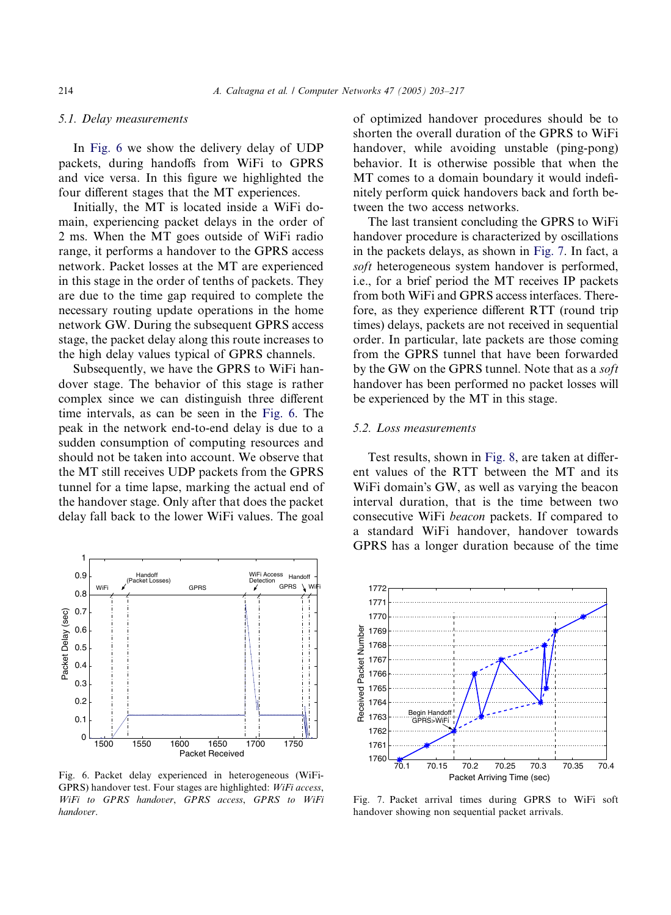### 5.1. Delay measurements

In Fig. 6 we show the delivery delay of UDP packets, during handoffs from WiFi to GPRS and vice versa. In this figure we highlighted the four different stages that the MT experiences.

Initially, the MT is located inside a WiFi domain, experiencing packet delays in the order of 2 ms. When the MT goes outside of WiFi radio range, it performs a handover to the GPRS access network. Packet losses at the MT are experienced in this stage in the order of tenths of packets. They are due to the time gap required to complete the necessary routing update operations in the home network GW. During the subsequent GPRS access stage, the packet delay along this route increases to the high delay values typical of GPRS channels.

Subsequently, we have the GPRS to WiFi handover stage. The behavior of this stage is rather complex since we can distinguish three different time intervals, as can be seen in the Fig. 6. The peak in the network end-to-end delay is due to a sudden consumption of computing resources and should not be taken into account. We observe that the MT still receives UDP packets from the GPRS tunnel for a time lapse, marking the actual end of the handover stage. Only after that does the packet delay fall back to the lower WiFi values. The goal of optimized handover procedures should be to shorten the overall duration of the GPRS to WiFi handover, while avoiding unstable (ping-pong) behavior. It is otherwise possible that when the MT comes to a domain boundary it would indefinitely perform quick handovers back and forth between the two access networks.

The last transient concluding the GPRS to WiFi handover procedure is characterized by oscillations in the packets delays, as shown in Fig. 7. In fact, a *soft* heterogeneous system handover is performed, i.e., for a brief period the MT receives IP packets from both WiFi and GPRS access interfaces. Therefore, as they experience different RTT (round trip times) delays, packets are not received in sequential order. In particular, late packets are those coming from the GPRS tunnel that have been forwarded by the GW on the GPRS tunnel. Note that as a *soft* handover has been performed no packet losses will be experienced by the MT in this stage.

### 5.2. Loss measurements

Test results, shown in Fig. 8, are taken at different values of the RTT between the MT and its WiFi domain's GW, as well as varying the beacon interval duration, that is the time between two consecutive WiFi *beacon* packets. If compared to a standard WiFi handover, handover towards GPRS has a longer duration because of the time

WiFi
Handoff (Packet Losses)
GPRS
WiFi Access Detection
GPRS
Handoff
WiFi
Packet Delay (sec)
Packet Received
0
0.1
0.2
0.3
0.4
0.5
0.6
0.7
0.8
0.9
1
1500
1550
1600
1650
1700
1750

Fig. 6. Packet delay experienced in heterogeneous (WiFi-GPRS) handover test. Four stages are highlighted: *WiFi access*, *WiFi to GPRS handover*, *GPRS access*, *GPRS to WiFi handover*.

Received Packet Number
Packet Arriving Time (sec)
Begin Handoff GPRS>WiFi
1760
1761
1762
1763
1764
1765
1766
1767
1768
1769
1770
1771
1772
70.1
70.15
70.2
70.25
70.3
70.35
70.4

Fig. 7. Packet arrival times during GPRS to WiFi soft handover showing non sequential packet arrivals.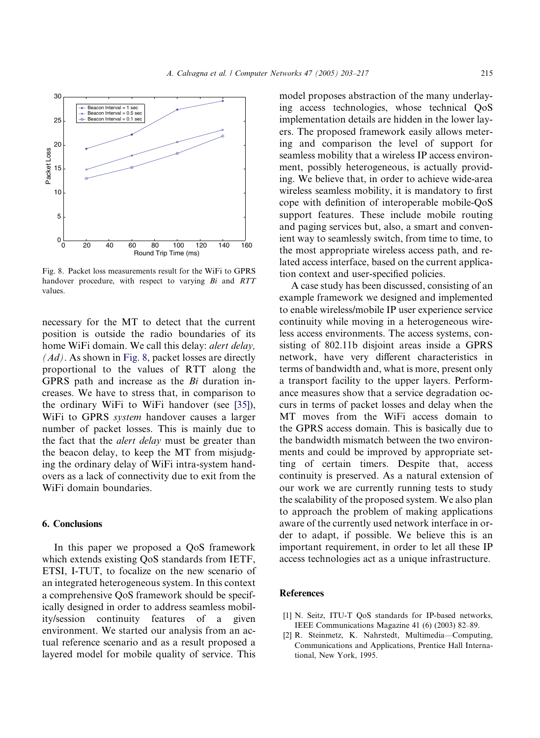Fig. 8. Packet loss measurements result for the WiFi to GPRS handover procedure, with respect to varying *Bi* and *RTT* values.

necessary for the MT to detect that the current position is outside the radio boundaries of its home WiFi domain. We call this delay: *alert delay, (Ad)*. As shown in Fig. 8, packet losses are directly proportional to the values of RTT along the GPRS path and increase as the *Bi* duration increases. We have to stress that, in comparison to the ordinary WiFi to WiFi handover (see [35]), WiFi to GPRS *system* handover causes a larger number of packet losses. This is mainly due to the fact that the *alert delay* must be greater than the beacon delay, to keep the MT from misjudging the ordinary delay of WiFi intra-system handovers as a lack of connectivity due to exit from the WiFi domain boundaries.

## 6. Conclusions

In this paper we proposed a QoS framework which extends existing QoS standards from IETF, ETSI, I-TUT, to focalize on the new scenario of an integrated heterogeneous system. In this context a comprehensive QoS framework should be specifically designed in order to address seamless mobility/session continuity features of a given environment. We started our analysis from an actual reference scenario and as a result proposed a layered model for mobile quality of service. This model proposes abstraction of the many underlaying access technologies, whose technical QoS implementation details are hidden in the lower layers. The proposed framework easily allows metering and comparison the level of support for seamless mobility that a wireless IP access environment, possibly heterogeneous, is actually providing. We believe that, in order to achieve wide-area wireless seamless mobility, it is mandatory to first cope with definition of interoperable mobile-QoS support features. These include mobile routing and paging services but, also, a smart and convenient way to seamlessly switch, from time to time, to the most appropriate wireless access path, and related access interface, based on the current application context and user-specified policies.

A case study has been discussed, consisting of an example framework we designed and implemented to enable wireless/mobile IP user experience service continuity while moving in a heterogeneous wireless access environments. The access systems, consisting of 802.11b disjoint areas inside a GPRS network, have very different characteristics in terms of bandwidth and, what is more, present only a transport facility to the upper layers. Performance measures show that a service degradation occurs in terms of packet losses and delay when the MT moves from the WiFi access domain to the GPRS access domain. This is basically due to the bandwidth mismatch between the two environments and could be improved by appropriate setting of certain timers. Despite that, access continuity is preserved. As a natural extension of our work we are currently running tests to study the scalability of the proposed system. We also plan to approach the problem of making applications aware of the currently used network interface in order to adapt, if possible. We believe this is an important requirement, in order to let all these IP access technologies act as a unique infrastructure.

## References

[1] N. Seitz, ITU-T QoS standards for IP-based networks, IEEE Communications Magazine 41 (6) (2003) 82–89.

[2] R. Steinmetz, K. Nahrstedt, Multimedia—Computing, Communications and Applications, Prentice Hall International, New York, 1995.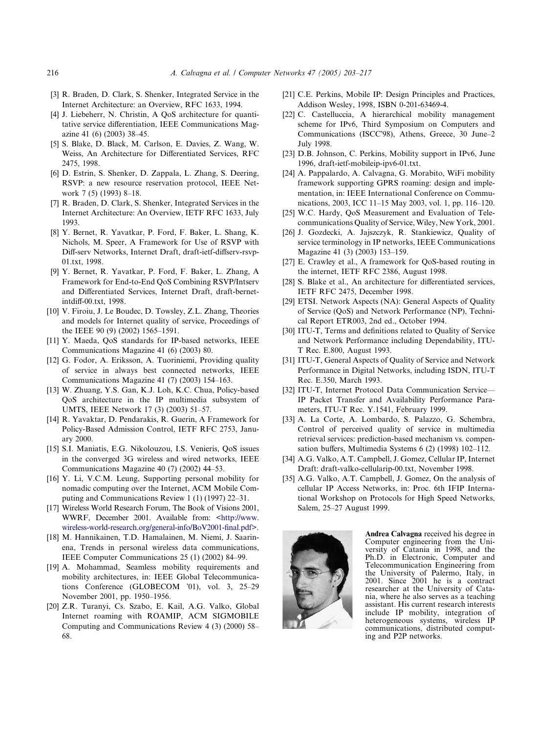[3] R. Braden, D. Clark, S. Shenker, Integrated Service in the Internet Architecture: an Overview, RFC 1633, 1994.

[4] J. Liebeherr, N. Christin, A QoS architecture for quantitative service differentiation, IEEE Communications Magazine 41 (6) (2003) 38–45.

[5] S. Blake, D. Black, M. Carlson, E. Davies, Z. Wang, W. Weiss, An Architecture for Differentiated Services, RFC 2475, 1998.

[6] D. Estrin, S. Shenker, D. Zappala, L. Zhang, S. Deering, RSVP: a new resource reservation protocol, IEEE Network 7 (5) (1993) 8–18.

[7] R. Braden, D. Clark, S. Shenker, Integrated Services in the Internet Architecture: An Overview, IETF RFC 1633, July 1993.

[8] Y. Bernet, R. Yavatkar, P. Ford, F. Baker, L. Shang, K. Nichols, M. Speer, A Framework for Use of RSVP with Diff-serv Networks, Internet Draft, draft-ietf-diffserv-rsvp-01.txt, 1998.

[9] Y. Bernet, R. Yavatkar, P. Ford, F. Baker, L. Zhang, A Framework for End-to-End QoS Combining RSVP/Intserv and Differentiated Services, Internet Draft, draft-bernet-intdiff-00.txt, 1998.

[10] V. Firoiu, J. Le Boudec, D. Towsley, Z.L. Zhang, Theories and models for Internet quality of service, Proceedings of the IEEE 90 (9) (2002) 1565–1591.

[11] Y. Maeda, QoS standards for IP-based networks, IEEE Communications Magazine 41 (6) (2003) 80.

[12] G. Fodor, A. Eriksson, A. Tuoriniemi, Providing quality of service in always best connected networks, IEEE Communications Magazine 41 (7) (2003) 154–163.

[13] W. Zhuang, Y.S. Gan, K.J. Loh, K.C. Chua, Policy-based QoS architecture in the IP multimedia subsystem of UMTS, IEEE Network 17 (3) (2003) 51–57.

[14] R. Yavaktar, D. Pendarakis, R. Guerin, A Framework for Policy-Based Admission Control, IETF RFC 2753, January 2000.

[15] S.I. Maniatis, E.G. Nikolouzou, I.S. Venieris, QoS issues in the converged 3G wireless and wired networks, IEEE Communications Magazine 40 (7) (2002) 44–53.

[16] Y. Li, V.C.M. Leung, Supporting personal mobility for nomadic computing over the Internet, ACM Mobile Computing and Communications Review 1 (1) (1997) 22–31.

[17] Wireless World Research Forum, The Book of Visions 2001, WWRF, December 2001. Available from: <http://www.wireless-world-research.org/general-info/BoV2001-final.pdf>.

[18] M. Hannikainen, T.D. Hamalainen, M. Niemi, J. Saarinena, Trends in personal wireless data communications, IEEE Computer Communications 25 (1) (2002) 84–99.

[19] A. Mohammad, Seamless mobility requirements and mobility architectures, in: IEEE Global Telecommunications Conference (GLOBECOM '01), vol. 3, 25–29 November 2001, pp. 1950–1956.

[20] Z.R. Turanyi, Cs. Szabo, E. Kail, A.G. Valko, Global Internet roaming with ROAMIP, ACM SIGMOBILE Computing and Communications Review 4 (3) (2000) 58–68.

[21] C.E. Perkins, Mobile IP: Design Principles and Practices, Addison Wesley, 1998, ISBN 0-201-63469-4.

[22] C. Castelluccia, A hierarchical mobility management scheme for IPv6, Third Symposium on Computers and Communications (ISCC'98), Athens, Greece, 30 June–2 July 1998.

[23] D.B. Johnson, C. Perkins, Mobility support in IPv6, June 1996, draft-ietf-mobileip-ipv6-01.txt.

[24] A. Pappalardo, A. Calvagna, G. Morabito, WiFi mobility framework supporting GPRS roaming: design and implementation, in: IEEE International Conference on Communications, 2003, ICC 11–15 May 2003, vol. 1, pp. 116–120.

[25] W.C. Hardy, QoS Measurement and Evaluation of Telecommunications Quality of Service, Wiley, New York, 2001.

[26] J. Gozdecki, A. Jajszczyk, R. Stankiewicz, Quality of service terminology in IP networks, IEEE Communications Magazine 41 (3) (2003) 153–159.

[27] E. Crawley et al., A framework for QoS-based routing in the internet, IETF RFC 2386, August 1998.

[28] S. Blake et al., An architecture for differentiated services, IETF RFC 2475, December 1998.

[29] ETSI. Network Aspects (NA): General Aspects of Quality of Service (QoS) and Network Performance (NP), Technical Report ETR003, 2nd ed., October 1994.

[30] ITU-T, Terms and definitions related to Quality of Service and Network Performance including Dependability, ITU-T Rec. E.800, August 1993.

[31] ITU-T, General Aspects of Quality of Service and Network Performance in Digital Networks, including ISDN, ITU-T Rec. E.350, March 1993.

[32] ITU-T, Internet Protocol Data Communication Service—IP Packet Transfer and Availability Performance Parameters, ITU-T Rec. Y.1541, February 1999.

[33] A. La Corte, A. Lombardo, S. Palazzo, G. Schembra, Control of perceived quality of service in multimedia retrieval services: prediction-based mechanism vs. compensation buffers, Multimedia Systems 6 (2) (1998) 102–112.

[34] A.G. Valko, A.T. Campbell, J. Gomez, Cellular IP, Internet Draft: draft-valko-cellularip-00.txt, November 1998.

[35] A.G. Valko, A.T. Campbell, J. Gomez, On the analysis of cellular IP Access Networks, in: Proc. 6th IFIP International Workshop on Protocols for High Speed Networks, Salem, 25–27 August 1999.

**Andrea Calvagna** received his degree in Computer engineering from the University of Catania in 1998, and the Ph.D. in Electronic, Computer and Telecommunication Engineering from the University of Palermo, Italy, in 2001. Since 2001 he is a contract researcher at the University of Catania, where he also serves as a teaching assistant. His current research interests include IP mobility, integration of heterogeneous systems, wireless IP communications, distributed computing and P2P networks.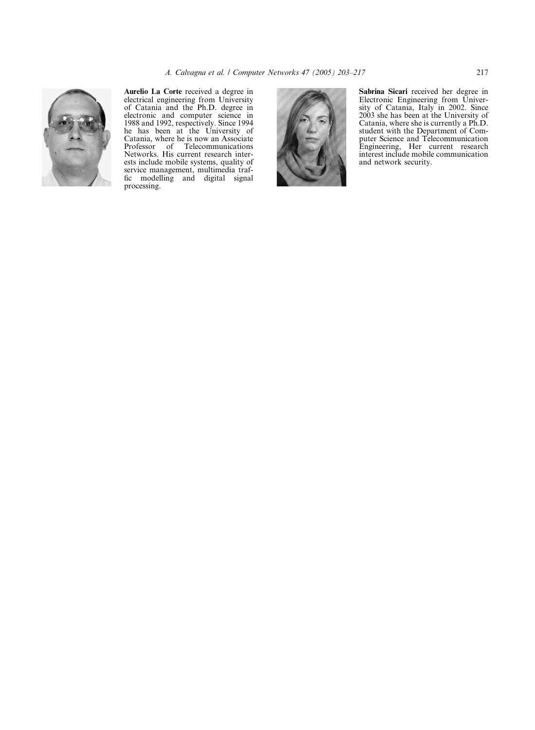**Aurelio La Corte** received a degree in electrical engineering from University of Catania and the Ph.D. degree in electronic and computer science in 1988 and 1992, respectively. Since 1994 he has been at the University of Catania, where he is now an Associate Professor of Telecommunications Networks. His current research interests include mobile systems, quality of service management, multimedia traffic modelling and digital signal processing.

**Sabrina Sicari** received her degree in Electronic Engineering from University of Catania, Italy in 2002. Since 2003 she has been at the University of Catania, where she is currently a Ph.D. student with the Department of Computer Science and Telecommunication Engineering, Her current research interest include mobile communication and network security.